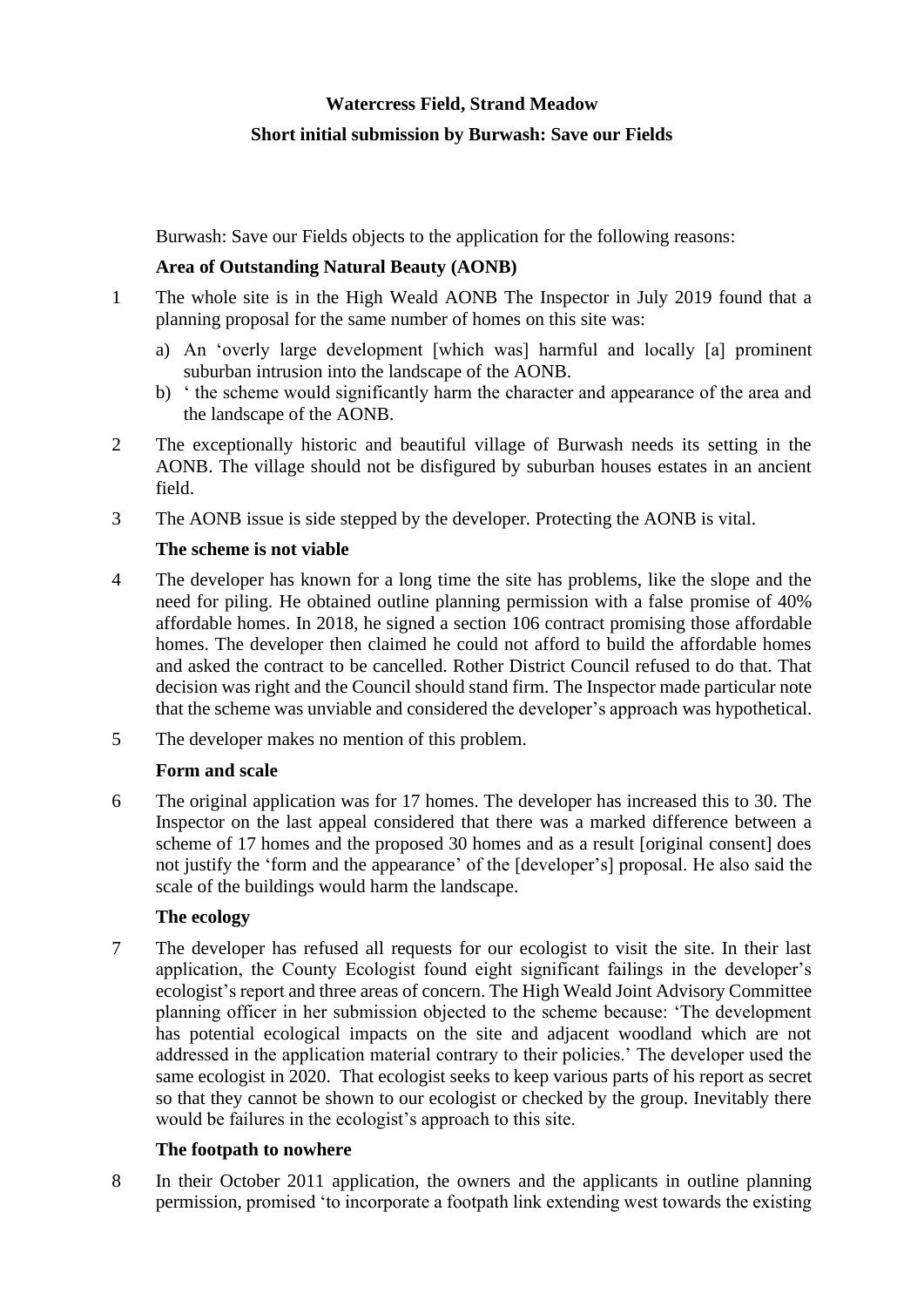**Watercress Field, Strand Meadow**

**Short initial submission by Burwash: Save our Fields**

Burwash: Save our Fields objects to the application for the following reasons:

**Area of Outstanding Natural Beauty (AONB)**

1 The whole site is in the High Weald AONB The Inspector in July 2019 found that a planning proposal for the same number of homes on this site was:

   a) An 'overly large development [which was] harmful and locally [a] prominent suburban intrusion into the landscape of the AONB.
   b) ' the scheme would significantly harm the character and appearance of the area and the landscape of the AONB.

2 The exceptionally historic and beautiful village of Burwash needs its setting in the AONB. The village should not be disfigured by suburban houses estates in an ancient field.

3 The AONB issue is side stepped by the developer. Protecting the AONB is vital.

**The scheme is not viable**

4 The developer has known for a long time the site has problems, like the slope and the need for piling. He obtained outline planning permission with a false promise of 40% affordable homes. In 2018, he signed a section 106 contract promising those affordable homes. The developer then claimed he could not afford to build the affordable homes and asked the contract to be cancelled. Rother District Council refused to do that. That decision was right and the Council should stand firm. The Inspector made particular note that the scheme was unviable and considered the developer's approach was hypothetical.

5 The developer makes no mention of this problem.

**Form and scale**

6 The original application was for 17 homes. The developer has increased this to 30. The Inspector on the last appeal considered that there was a marked difference between a scheme of 17 homes and the proposed 30 homes and as a result [original consent] does not justify the 'form and the appearance' of the [developer's] proposal. He also said the scale of the buildings would harm the landscape.

**The ecology**

7 The developer has refused all requests for our ecologist to visit the site. In their last application, the County Ecologist found eight significant failings in the developer's ecologist's report and three areas of concern. The High Weald Joint Advisory Committee planning officer in her submission objected to the scheme because: 'The development has potential ecological impacts on the site and adjacent woodland which are not addressed in the application material contrary to their policies.' The developer used the same ecologist in 2020. That ecologist seeks to keep various parts of his report as secret so that they cannot be shown to our ecologist or checked by the group. Inevitably there would be failures in the ecologist's approach to this site.

**The footpath to nowhere**

8 In their October 2011 application, the owners and the applicants in outline planning permission, promised 'to incorporate a footpath link extending west towards the existing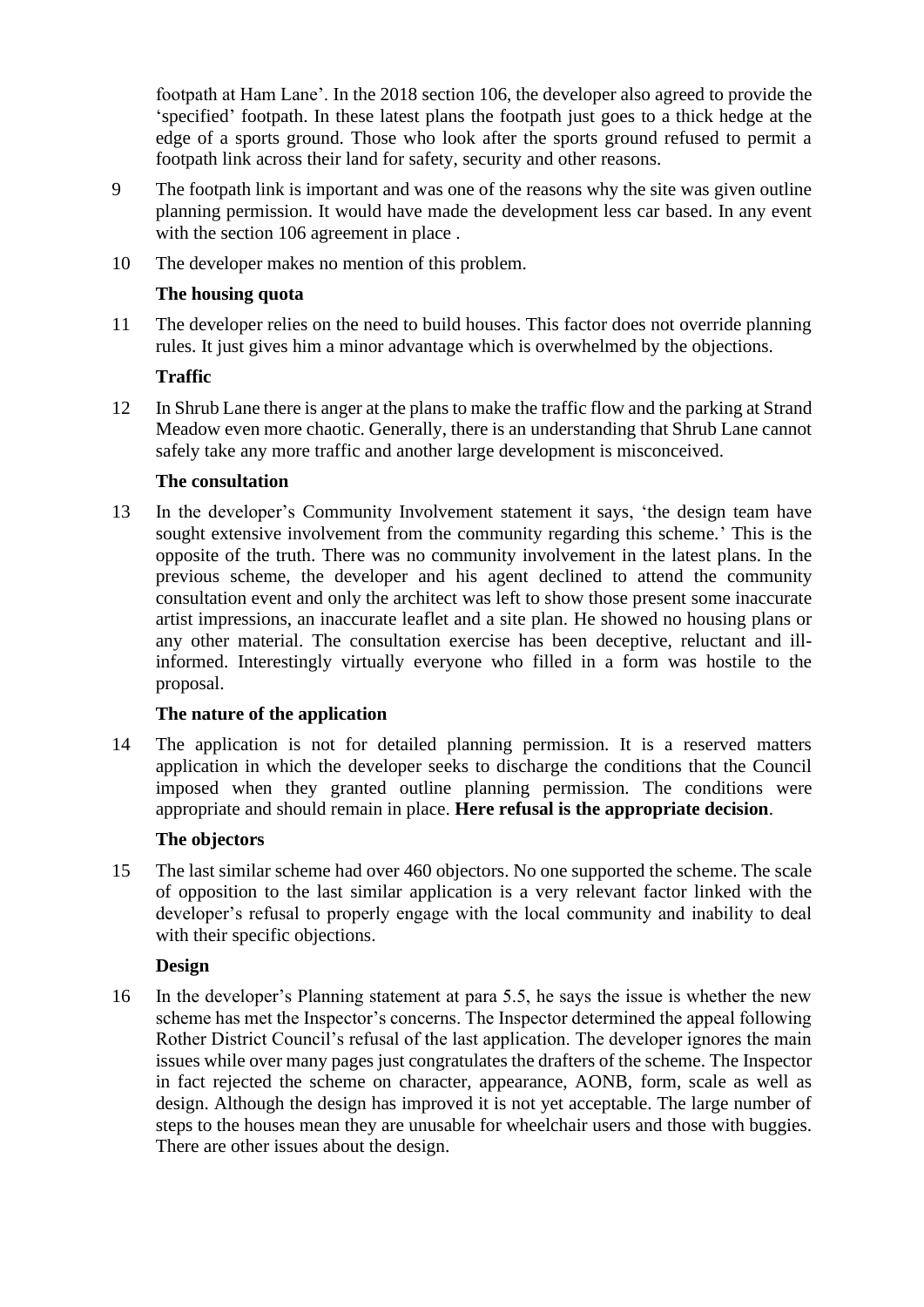footpath at Ham Lane'. In the 2018 section 106, the developer also agreed to provide the 'specified' footpath. In these latest plans the footpath just goes to a thick hedge at the edge of a sports ground. Those who look after the sports ground refused to permit a footpath link across their land for safety, security and other reasons.

9 The footpath link is important and was one of the reasons why the site was given outline planning permission. It would have made the development less car based. In any event with the section 106 agreement in place .

10 The developer makes no mention of this problem.

**The housing quota**

11 The developer relies on the need to build houses. This factor does not override planning rules. It just gives him a minor advantage which is overwhelmed by the objections.

**Traffic**

12 In Shrub Lane there is anger at the plans to make the traffic flow and the parking at Strand Meadow even more chaotic. Generally, there is an understanding that Shrub Lane cannot safely take any more traffic and another large development is misconceived.

**The consultation**

13 In the developer's Community Involvement statement it says, 'the design team have sought extensive involvement from the community regarding this scheme.' This is the opposite of the truth. There was no community involvement in the latest plans. In the previous scheme, the developer and his agent declined to attend the community consultation event and only the architect was left to show those present some inaccurate artist impressions, an inaccurate leaflet and a site plan. He showed no housing plans or any other material. The consultation exercise has been deceptive, reluctant and ill-informed. Interestingly virtually everyone who filled in a form was hostile to the proposal.

**The nature of the application**

14 The application is not for detailed planning permission. It is a reserved matters application in which the developer seeks to discharge the conditions that the Council imposed when they granted outline planning permission. The conditions were appropriate and should remain in place. **Here refusal is the appropriate decision**.

**The objectors**

15 The last similar scheme had over 460 objectors. No one supported the scheme. The scale of opposition to the last similar application is a very relevant factor linked with the developer's refusal to properly engage with the local community and inability to deal with their specific objections.

**Design**

16 In the developer's Planning statement at para 5.5, he says the issue is whether the new scheme has met the Inspector's concerns. The Inspector determined the appeal following Rother District Council's refusal of the last application. The developer ignores the main issues while over many pages just congratulates the drafters of the scheme. The Inspector in fact rejected the scheme on character, appearance, AONB, form, scale as well as design. Although the design has improved it is not yet acceptable. The large number of steps to the houses mean they are unusable for wheelchair users and those with buggies. There are other issues about the design.